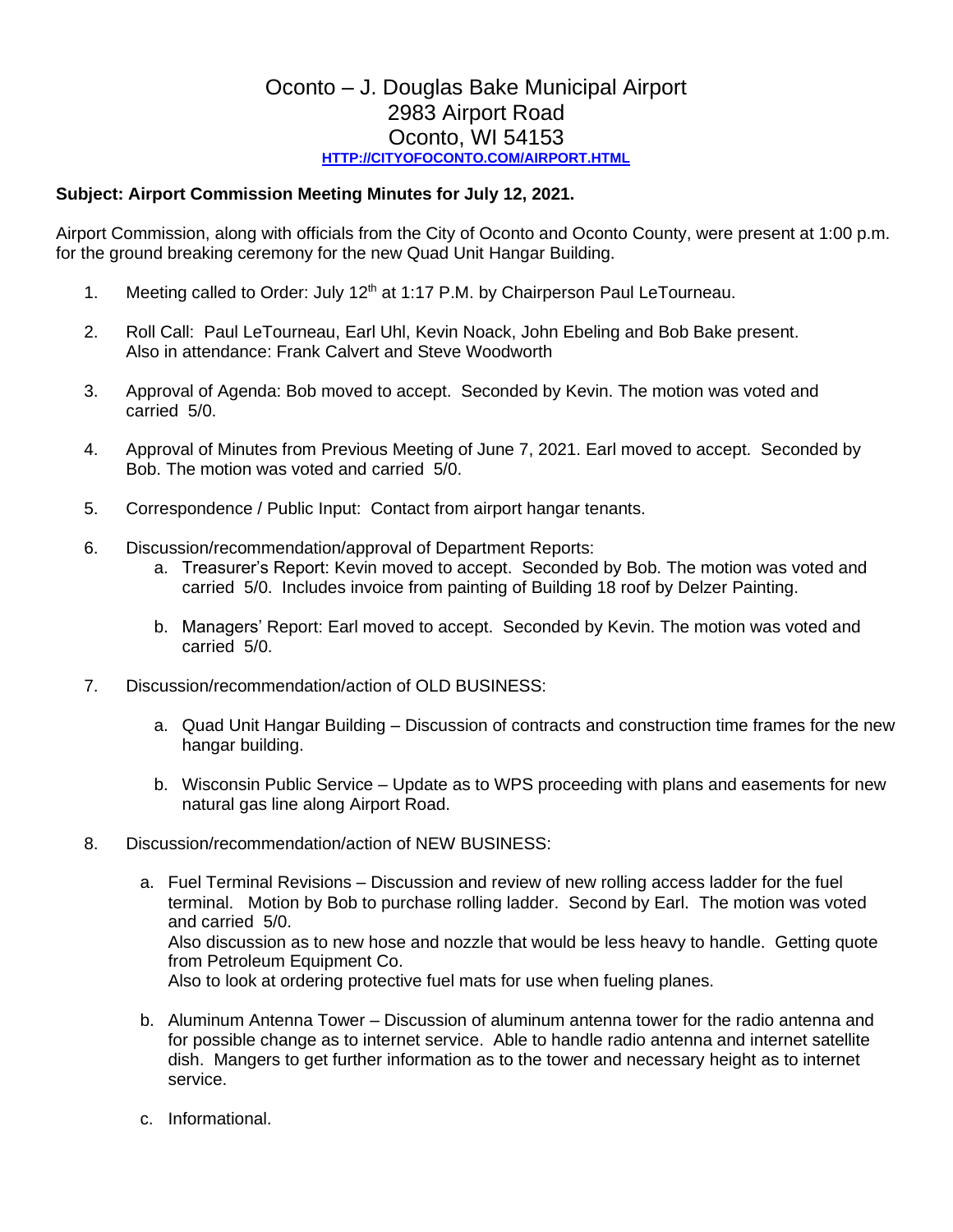# Oconto – J. Douglas Bake Municipal Airport
## 2983 Airport Road
## Oconto, WI 54153

[HTTP://CITYOFOCONTO.COM/AIRPORT.HTML](HTTP://CITYOFOCONTO.COM/AIRPORT.HTML)

**Subject: Airport Commission Meeting Minutes for July 12, 2021.**

Airport Commission, along with officials from the City of Oconto and Oconto County, were present at 1:00 p.m. for the ground breaking ceremony for the new Quad Unit Hangar Building.

1. Meeting called to Order: July 12th at 1:17 P.M. by Chairperson Paul LeTourneau.

2. Roll Call: Paul LeTourneau, Earl Uhl, Kevin Noack, John Ebeling and Bob Bake present.
   Also in attendance: Frank Calvert and Steve Woodworth

3. Approval of Agenda: Bob moved to accept. Seconded by Kevin. The motion was voted and carried 5/0.

4. Approval of Minutes from Previous Meeting of June 7, 2021. Earl moved to accept. Seconded by Bob. The motion was voted and carried 5/0.

5. Correspondence / Public Input: Contact from airport hangar tenants.

6. Discussion/recommendation/approval of Department Reports:
   a. Treasurer's Report: Kevin moved to accept. Seconded by Bob. The motion was voted and carried 5/0. Includes invoice from painting of Building 18 roof by Delzer Painting.

   b. Managers' Report: Earl moved to accept. Seconded by Kevin. The motion was voted and carried 5/0.

7. Discussion/recommendation/action of OLD BUSINESS:

   a. Quad Unit Hangar Building – Discussion of contracts and construction time frames for the new hangar building.

   b. Wisconsin Public Service – Update as to WPS proceeding with plans and easements for new natural gas line along Airport Road.

8. Discussion/recommendation/action of NEW BUSINESS:

   a. Fuel Terminal Revisions – Discussion and review of new rolling access ladder for the fuel terminal. Motion by Bob to purchase rolling ladder. Second by Earl. The motion was voted and carried 5/0.
      Also discussion as to new hose and nozzle that would be less heavy to handle. Getting quote from Petroleum Equipment Co.
      Also to look at ordering protective fuel mats for use when fueling planes.

   b. Aluminum Antenna Tower – Discussion of aluminum antenna tower for the radio antenna and for possible change as to internet service. Able to handle radio antenna and internet satellite dish. Mangers to get further information as to the tower and necessary height as to internet service.

   c. Informational.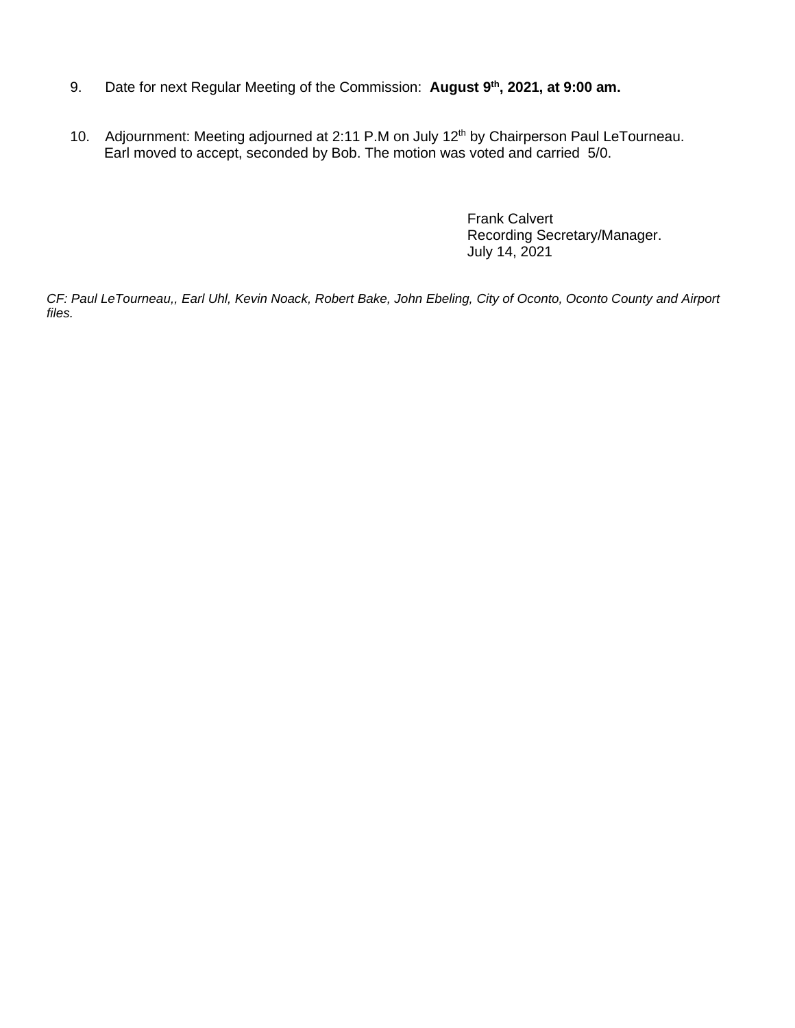9. Date for next Regular Meeting of the Commission: **August 9th, 2021, at 9:00 am.**

10. Adjournment: Meeting adjourned at 2:11 P.M on July 12th by Chairperson Paul LeTourneau. Earl moved to accept, seconded by Bob. The motion was voted and carried 5/0.

Frank Calvert
Recording Secretary/Manager.
July 14, 2021

*CF: Paul LeTourneau,, Earl Uhl, Kevin Noack, Robert Bake, John Ebeling, City of Oconto, Oconto County and Airport files.*